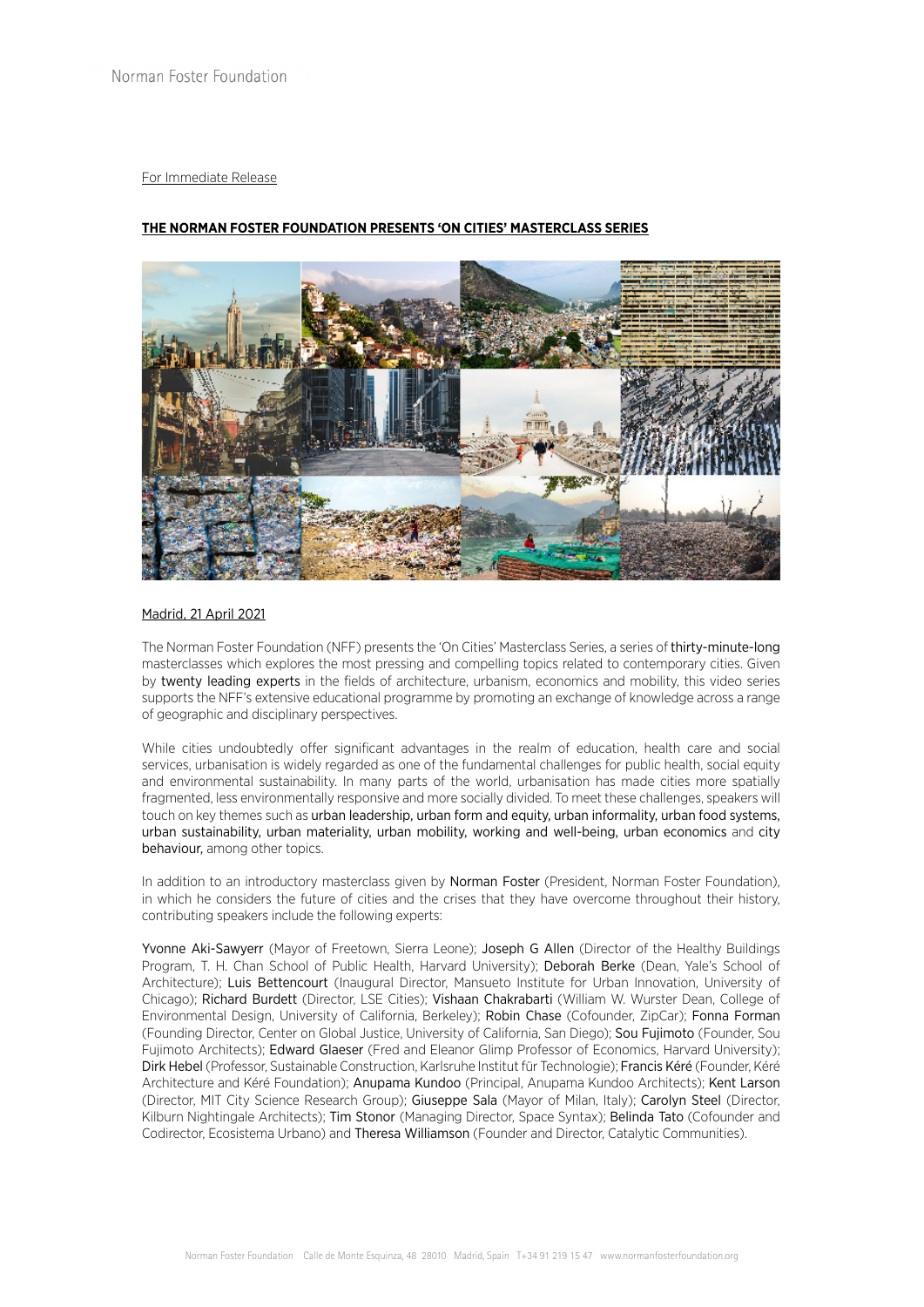For Immediate Release

**THE NORMAN FOSTER FOUNDATION PRESENTS 'ON CITIES' MASTERCLASS SERIES**

Madrid, 21 April 2021

The Norman Foster Foundation (NFF) presents the 'On Cities' Masterclass Series, a series of thirty-minute-long masterclasses which explores the most pressing and compelling topics related to contemporary cities. Given by twenty leading experts in the fields of architecture, urbanism, economics and mobility, this video series supports the NFF's extensive educational programme by promoting an exchange of knowledge across a range of geographic and disciplinary perspectives.

While cities undoubtedly offer significant advantages in the realm of education, health care and social services, urbanisation is widely regarded as one of the fundamental challenges for public health, social equity and environmental sustainability. In many parts of the world, urbanisation has made cities more spatially fragmented, less environmentally responsive and more socially divided. To meet these challenges, speakers will touch on key themes such as urban leadership, urban form and equity, urban informality, urban food systems, urban sustainability, urban materiality, urban mobility, working and well-being, urban economics and city behaviour, among other topics.

In addition to an introductory masterclass given by Norman Foster (President, Norman Foster Foundation), in which he considers the future of cities and the crises that they have overcome throughout their history, contributing speakers include the following experts:

Yvonne Aki-Sawyerr (Mayor of Freetown, Sierra Leone); Joseph G Allen (Director of the Healthy Buildings Program, T. H. Chan School of Public Health, Harvard University); Deborah Berke (Dean, Yale's School of Architecture); Luis Bettencourt (Inaugural Director, Mansueto Institute for Urban Innovation, University of Chicago); Richard Burdett (Director, LSE Cities); Vishaan Chakrabarti (William W. Wurster Dean, College of Environmental Design, University of California, Berkeley); Robin Chase (Cofounder, ZipCar); Fonna Forman (Founding Director, Center on Global Justice, University of California, San Diego); Sou Fujimoto (Founder, Sou Fujimoto Architects); Edward Glaeser (Fred and Eleanor Glimp Professor of Economics, Harvard University); Dirk Hebel (Professor, Sustainable Construction, Karlsruhe Institut für Technologie); Francis Kéré (Founder, Kéré Architecture and Kéré Foundation); Anupama Kundoo (Principal, Anupama Kundoo Architects); Kent Larson (Director, MIT City Science Research Group); Giuseppe Sala (Mayor of Milan, Italy); Carolyn Steel (Director, Kilburn Nightingale Architects); Tim Stonor (Managing Director, Space Syntax); Belinda Tato (Cofounder and Codirector, Ecosistema Urbano) and Theresa Williamson (Founder and Director, Catalytic Communities).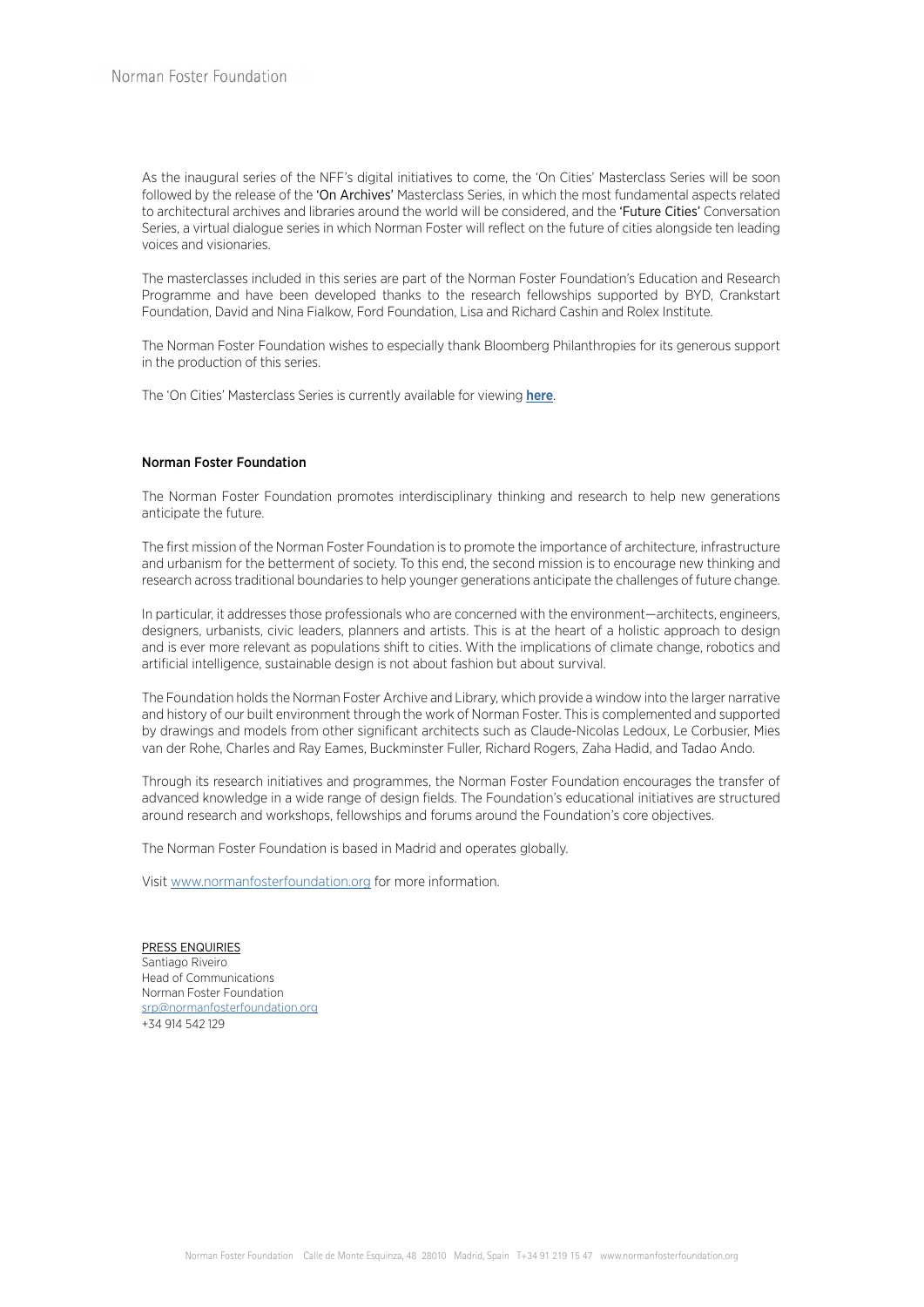As the inaugural series of the NFF's digital initiatives to come, the 'On Cities' Masterclass Series will be soon followed by the release of the 'On Archives' Masterclass Series, in which the most fundamental aspects related to architectural archives and libraries around the world will be considered, and the 'Future Cities' Conversation Series, a virtual dialogue series in which Norman Foster will reflect on the future of cities alongside ten leading voices and visionaries.

The masterclasses included in this series are part of the Norman Foster Foundation's Education and Research Programme and have been developed thanks to the research fellowships supported by BYD, Crankstart Foundation, David and Nina Fialkow, Ford Foundation, Lisa and Richard Cashin and Rolex Institute.

The Norman Foster Foundation wishes to especially thank Bloomberg Philanthropies for its generous support in the production of this series.

The 'On Cities' Masterclass Series is currently available for viewing **here**.

**Norman Foster Foundation**

The Norman Foster Foundation promotes interdisciplinary thinking and research to help new generations anticipate the future.

The first mission of the Norman Foster Foundation is to promote the importance of architecture, infrastructure and urbanism for the betterment of society. To this end, the second mission is to encourage new thinking and research across traditional boundaries to help younger generations anticipate the challenges of future change.

In particular, it addresses those professionals who are concerned with the environment—architects, engineers, designers, urbanists, civic leaders, planners and artists. This is at the heart of a holistic approach to design and is ever more relevant as populations shift to cities. With the implications of climate change, robotics and artificial intelligence, sustainable design is not about fashion but about survival.

The Foundation holds the Norman Foster Archive and Library, which provide a window into the larger narrative and history of our built environment through the work of Norman Foster. This is complemented and supported by drawings and models from other significant architects such as Claude-Nicolas Ledoux, Le Corbusier, Mies van der Rohe, Charles and Ray Eames, Buckminster Fuller, Richard Rogers, Zaha Hadid, and Tadao Ando.

Through its research initiatives and programmes, the Norman Foster Foundation encourages the transfer of advanced knowledge in a wide range of design fields. The Foundation's educational initiatives are structured around research and workshops, fellowships and forums around the Foundation's core objectives.

The Norman Foster Foundation is based in Madrid and operates globally.

Visit www.normanfosterfoundation.org for more information.

PRESS ENQUIRIES
Santiago Riveiro
Head of Communications
Norman Foster Foundation
srp@normanfosterfoundation.org
+34 914 542 129